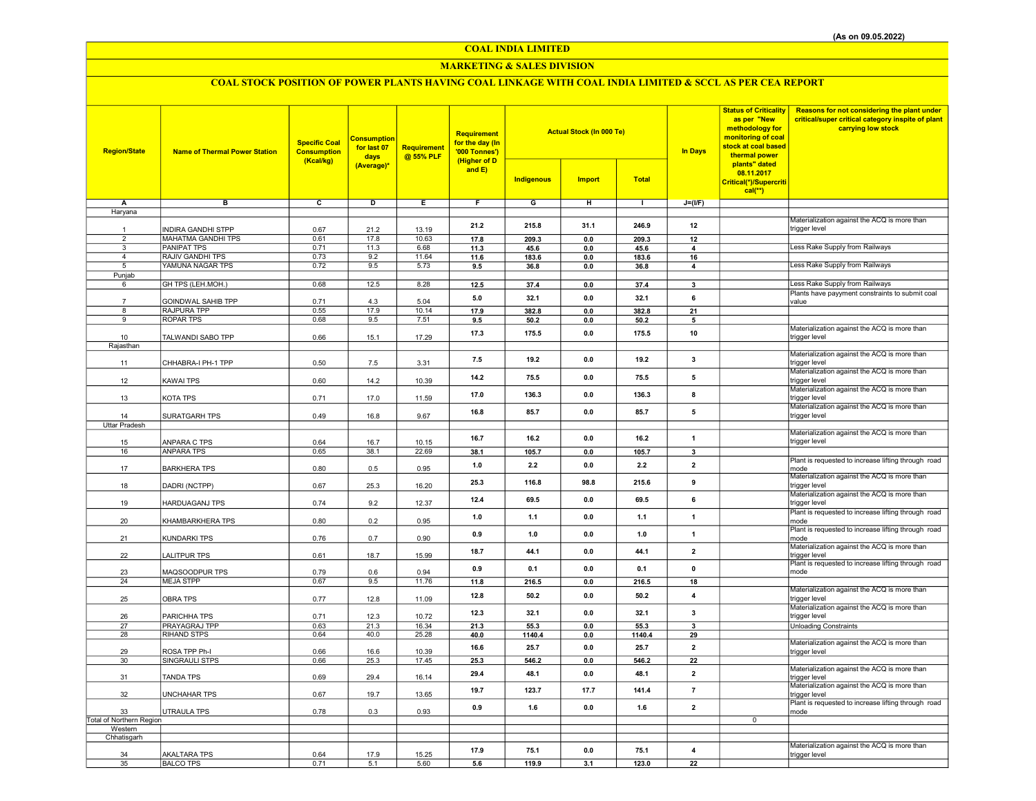(As on 09.05.2022)

# COAL INDIA LIMITED

## MARKETING & SALES DIVISION

### COAL STOCK POSITION OF POWER PLANTS HAVING COAL LINKAGE WITH COAL INDIA LIMITED & SCCL AS PER CEA REPORT

| Region/State | Name of Thermal Power Station | Specific Coal Consumption (Kcal/kg) | Consumption for last 07 days (Average)* | Requirement @ 55% PLF | Requirement for the day (In '000 Tonnes') (Higher of D and E) | Actual Stock (In 000 Te) | | | In Days | Status of Criticality as per "New methodology for monitoring of coal stock at coal based thermal power plants" dated 08.11.2017 Critical(*)/Supercritical(**) | Reasons for not considering the plant under critical/super critical category inspite of plant carrying low stock |
|---|---|---|---|---|---|---|---|---|---|---|---|
| | | | | | | Indigenous | Import | Total | | | |
| A | B | C | D | E | F | G | H | I | J=(I/F) | | |
| Haryana | | | | | | | | | | | |
| 1 | INDIRA GANDHI STPP | 0.67 | 21.2 | 13.19 | 21.2 | 215.8 | 31.1 | 246.9 | 12 | | Materialization against the ACQ is more than trigger level |
| 2 | MAHATMA GANDHI TPS | 0.61 | 17.8 | 10.63 | 17.8 | 209.3 | 0.0 | 209.3 | 12 | | |
| 3 | PANIPAT TPS | 0.71 | 11.3 | 6.68 | 11.3 | 45.6 | 0.0 | 45.6 | 4 | | Less Rake Supply from Railways |
| 4 | RAJIV GANDHI TPS | 0.73 | 9.2 | 11.64 | 11.6 | 183.6 | 0.0 | 183.6 | 16 | | |
| 5 | YAMUNA NAGAR TPS | 0.72 | 9.5 | 5.73 | 9.5 | 36.8 | 0.0 | 36.8 | 4 | | Less Rake Supply from Railways |
| Punjab | | | | | | | | | | | |
| 6 | GH TPS (LEH.MOH.) | 0.68 | 12.5 | 8.28 | 12.5 | 37.4 | 0.0 | 37.4 | 3 | | Less Rake Supply from Railways |
| 7 | GOINDWAL SAHIB TPP | 0.71 | 4.3 | 5.04 | 5.0 | 32.1 | 0.0 | 32.1 | 6 | | Plants have payyment constraints to submit coal value |
| 8 | RAJPURA TPP | 0.55 | 17.9 | 10.14 | 17.9 | 382.8 | 0.0 | 382.8 | 21 | | |
| 9 | ROPAR TPS | 0.68 | 9.5 | 7.51 | 9.5 | 50.2 | 0.0 | 50.2 | 5 | | |
| 10 | TALWANDI SABO TPP | 0.66 | 15.1 | 17.29 | 17.3 | 175.5 | 0.0 | 175.5 | 10 | | Materialization against the ACQ is more than trigger level |
| Rajasthan | | | | | | | | | | | |
| 11 | CHHABRA-I PH-1 TPP | 0.50 | 7.5 | 3.31 | 7.5 | 19.2 | 0.0 | 19.2 | 3 | | Materialization against the ACQ is more than trigger level |
| 12 | KAWAI TPS | 0.60 | 14.2 | 10.39 | 14.2 | 75.5 | 0.0 | 75.5 | 5 | | Materialization against the ACQ is more than trigger level |
| 13 | KOTA TPS | 0.71 | 17.0 | 11.59 | 17.0 | 136.3 | 0.0 | 136.3 | 8 | | Materialization against the ACQ is more than trigger level |
| 14 | SURATGARH TPS | 0.49 | 16.8 | 9.67 | 16.8 | 85.7 | 0.0 | 85.7 | 5 | | Materialization against the ACQ is more than trigger level |
| Uttar Pradesh | | | | | | | | | | | |
| 15 | ANPARA C TPS | 0.64 | 16.7 | 10.15 | 16.7 | 16.2 | 0.0 | 16.2 | 1 | | Materialization against the ACQ is more than trigger level |
| 16 | ANPARA TPS | 0.65 | 38.1 | 22.69 | 38.1 | 105.7 | 0.0 | 105.7 | 3 | | |
| 17 | BARKHERA TPS | 0.80 | 0.5 | 0.95 | 1.0 | 2.2 | 0.0 | 2.2 | 2 | | Plant is requested to increase lifting through road mode |
| 18 | DADRI (NCTPP) | 0.67 | 25.3 | 16.20 | 25.3 | 116.8 | 98.8 | 215.6 | 9 | | Materialization against the ACQ is more than trigger level |
| 19 | HARDUAGANJ TPS | 0.74 | 9.2 | 12.37 | 12.4 | 69.5 | 0.0 | 69.5 | 6 | | Materialization against the ACQ is more than trigger level |
| 20 | KHAMBARKHERA TPS | 0.80 | 0.2 | 0.95 | 1.0 | 1.1 | 0.0 | 1.1 | 1 | | Plant is requested to increase lifting through road mode |
| 21 | KUNDARKI TPS | 0.76 | 0.7 | 0.90 | 0.9 | 1.0 | 0.0 | 1.0 | 1 | | Plant is requested to increase lifting through road mode |
| 22 | LALITPUR TPS | 0.61 | 18.7 | 15.99 | 18.7 | 44.1 | 0.0 | 44.1 | 2 | | Materialization against the ACQ is more than trigger level |
| 23 | MAQSOODPUR TPS | 0.79 | 0.6 | 0.94 | 0.9 | 0.1 | 0.0 | 0.1 | 0 | | Plant is requested to increase lifting through road mode |
| 24 | MEJA STPP | 0.67 | 9.5 | 11.76 | 11.8 | 216.5 | 0.0 | 216.5 | 18 | | |
| 25 | OBRA TPS | 0.77 | 12.8 | 11.09 | 12.8 | 50.2 | 0.0 | 50.2 | 4 | | Materialization against the ACQ is more than trigger level |
| 26 | PARICHHA TPS | 0.71 | 12.3 | 10.72 | 12.3 | 32.1 | 0.0 | 32.1 | 3 | | Materialization against the ACQ is more than trigger level |
| 27 | PRAYAGRAJ TPP | 0.63 | 21.3 | 16.34 | 21.3 | 55.3 | 0.0 | 55.3 | 3 | | Unloading Constraints |
| 28 | RIHAND STPS | 0.64 | 40.0 | 25.28 | 40.0 | 1140.4 | 0.0 | 1140.4 | 29 | | |
| 29 | ROSA TPP Ph-I | 0.66 | 16.6 | 10.39 | 16.6 | 25.7 | 0.0 | 25.7 | 2 | | Materialization against the ACQ is more than trigger level |
| 30 | SINGRAULI STPS | 0.66 | 25.3 | 17.45 | 25.3 | 546.2 | 0.0 | 546.2 | 22 | | |
| 31 | TANDA TPS | 0.69 | 29.4 | 16.14 | 29.4 | 48.1 | 0.0 | 48.1 | 2 | | Materialization against the ACQ is more than trigger level |
| 32 | UNCHAHAR TPS | 0.67 | 19.7 | 13.65 | 19.7 | 123.7 | 17.7 | 141.4 | 7 | | Materialization against the ACQ is more than trigger level |
| 33 | UTRAULA TPS | 0.78 | 0.3 | 0.93 | 0.9 | 1.6 | 0.0 | 1.6 | 2 | | Plant is requested to increase lifting through road mode |
| Total of Northern Region | | | | | | | | | | 0 | |
| Western | | | | | | | | | | | |
| Chhatisgarh | | | | | | | | | | | |
| 34 | AKALTARA TPS | 0.64 | 17.9 | 15.25 | 17.9 | 75.1 | 0.0 | 75.1 | 4 | | Materialization against the ACQ is more than trigger level |
| 35 | BALCO TPS | 0.71 | 5.1 | 5.60 | 5.6 | 119.9 | 3.1 | 123.0 | 22 | | |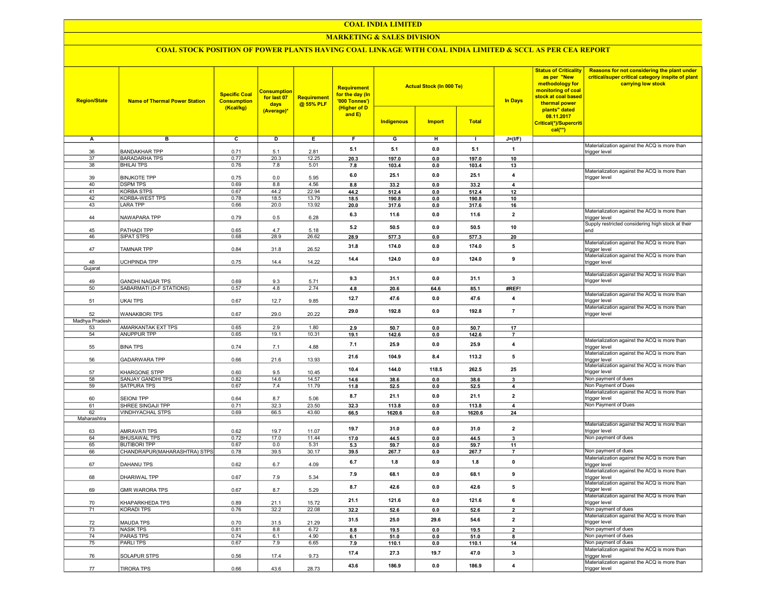# COAL INDIA LIMITED

## MARKETING & SALES DIVISION

### COAL STOCK POSITION OF POWER PLANTS HAVING COAL LINKAGE WITH COAL INDIA LIMITED & SCCL AS PER CEA REPORT

| Region/State | Name of Thermal Power Station | Specific Coal Consumption (Kcal/kg) | Consumption for last 07 days (Average)* | Requirement @ 55% PLF | Requirement for the day (In '000 Tonnes') (Higher of D and E) | Actual Stock (In 000 Te) | | | In Days | Status of Criticality as per "New methodology for monitoring of coal stock at coal based thermal power plants" dated 08.11.2017 Critical(*)/Supercritical(**) | Reasons for not considering the plant under critical/super critical category inspite of plant carrying low stock |
|---|---|---|---|---|---|---|---|---|---|---|---|
| | | | | | | Indigenous | Import | Total | | | |
| A | B | C | D | E | F | G | H | I | J=(I/F) | | |
| 36 | BANDAKHAR TPP | 0.71 | 5.1 | 2.81 | 5.1 | 5.1 | 0.0 | 5.1 | 1 | | Materialization against the ACQ is more than trigger level |
| 37 | BARADARHA TPS | 0.77 | 20.3 | 12.25 | 20.3 | 197.0 | 0.0 | 197.0 | 10 | | |
| 38 | BHILAI TPS | 0.76 | 7.8 | 5.01 | 7.8 | 103.4 | 0.0 | 103.4 | 13 | | |
| 39 | BINJKOTE TPP | 0.75 | 0.0 | 5.95 | 6.0 | 25.1 | 0.0 | 25.1 | 4 | | Materialization against the ACQ is more than trigger level |
| 40 | DSPM TPS | 0.69 | 8.8 | 4.56 | 8.8 | 33.2 | 0.0 | 33.2 | 4 | | |
| 41 | KORBA STPS | 0.67 | 44.2 | 22.94 | 44.2 | 512.4 | 0.0 | 512.4 | 12 | | |
| 42 | KORBA-WEST TPS | 0.78 | 18.5 | 13.79 | 18.5 | 190.8 | 0.0 | 190.8 | 10 | | |
| 43 | LARA TPP | 0.66 | 20.0 | 13.92 | 20.0 | 317.6 | 0.0 | 317.6 | 16 | | |
| 44 | NAWAPARA TPP | 0.79 | 0.5 | 6.28 | 6.3 | 11.6 | 0.0 | 11.6 | 2 | | Materialization against the ACQ is more than trigger level |
| 45 | PATHADI TPP | 0.65 | 4.7 | 5.18 | 5.2 | 50.5 | 0.0 | 50.5 | 10 | | Supply restricted considering high stock at their end |
| 46 | SIPAT STPS | 0.68 | 28.9 | 26.62 | 28.9 | 577.3 | 0.0 | 577.3 | 20 | | |
| 47 | TAMNAR TPP | 0.84 | 31.8 | 26.52 | 31.8 | 174.0 | 0.0 | 174.0 | 5 | | Materialization against the ACQ is more than trigger level |
| 48 | UCHPINDA TPP | 0.75 | 14.4 | 14.22 | 14.4 | 124.0 | 0.0 | 124.0 | 9 | | Materialization against the ACQ is more than trigger level |
| Gujarat | | | | | | | | | | | |
| 49 | GANDHI NAGAR TPS | 0.69 | 9.3 | 5.71 | 9.3 | 31.1 | 0.0 | 31.1 | 3 | | Materialization against the ACQ is more than trigger level |
| 50 | SABARMATI (D-F STATIONS) | 0.57 | 4.8 | 2.74 | 4.8 | 20.6 | 64.6 | 85.1 | #REF! | | |
| 51 | UKAI TPS | 0.67 | 12.7 | 9.85 | 12.7 | 47.6 | 0.0 | 47.6 | 4 | | Materialization against the ACQ is more than trigger level |
| 52 | WANAKBORI TPS | 0.67 | 29.0 | 20.22 | 29.0 | 192.8 | 0.0 | 192.8 | 7 | | Materialization against the ACQ is more than trigger level |
| Madhya Pradesh | | | | | | | | | | | |
| 53 | AMARKANTAK EXT TPS | 0.65 | 2.9 | 1.80 | 2.9 | 50.7 | 0.0 | 50.7 | 17 | | |
| 54 | ANUPPUR TPP | 0.65 | 19.1 | 10.31 | 19.1 | 142.6 | 0.0 | 142.6 | 7 | | |
| 55 | BINA TPS | 0.74 | 7.1 | 4.88 | 7.1 | 25.9 | 0.0 | 25.9 | 4 | | Materialization against the ACQ is more than trigger level |
| 56 | GADARWARA TPP | 0.66 | 21.6 | 13.93 | 21.6 | 104.9 | 8.4 | 113.2 | 5 | | Materialization against the ACQ is more than trigger level |
| 57 | KHARGONE STPP | 0.60 | 9.5 | 10.45 | 10.4 | 144.0 | 118.5 | 262.5 | 25 | | Materialization against the ACQ is more than trigger level |
| 58 | SANJAY GANDHI TPS | 0.82 | 14.6 | 14.57 | 14.6 | 38.6 | 0.0 | 38.6 | 3 | | Non payment of dues |
| 59 | SATPURA TPS | 0.67 | 7.4 | 11.79 | 11.8 | 52.5 | 0.0 | 52.5 | 4 | | Non Payment of Dues |
| 60 | SEIONI TPP | 0.64 | 8.7 | 5.06 | 8.7 | 21.1 | 0.0 | 21.1 | 2 | | Materialization against the ACQ is more than trigger level |
| 61 | SHREE SINGAJI TPP | 0.71 | 32.3 | 23.50 | 32.3 | 113.8 | 0.0 | 113.8 | 4 | | Non Payment of Dues |
| 62 | VINDHYACHAL STPS | 0.69 | 66.5 | 43.60 | 66.5 | 1620.6 | 0.0 | 1620.6 | 24 | | |
| Maharashtra | | | | | | | | | | | |
| 63 | AMRAVATI TPS | 0.62 | 19.7 | 11.07 | 19.7 | 31.0 | 0.0 | 31.0 | 2 | | Materialization against the ACQ is more than trigger level |
| 64 | BHUSAWAL TPS | 0.72 | 17.0 | 11.44 | 17.0 | 44.5 | 0.0 | 44.5 | 3 | | Non payment of dues |
| 65 | BUTIBORI TPP | 0.67 | 0.0 | 5.31 | 5.3 | 59.7 | 0.0 | 59.7 | 11 | | |
| 66 | CHANDRAPUR(MAHARASHTRA) STPS | 0.78 | 39.5 | 30.17 | 39.5 | 267.7 | 0.0 | 267.7 | 7 | | Non payment of dues |
| 67 | DAHANU TPS | 0.62 | 6.7 | 4.09 | 6.7 | 1.8 | 0.0 | 1.8 | 0 | | Materialization against the ACQ is more than trigger level |
| 68 | DHARIWAL TPP | 0.67 | 7.9 | 5.34 | 7.9 | 68.1 | 0.0 | 68.1 | 9 | | Materialization against the ACQ is more than trigger level |
| 69 | GMR WARORA TPS | 0.67 | 8.7 | 5.29 | 8.7 | 42.6 | 0.0 | 42.6 | 5 | | Materialization against the ACQ is more than trigger level |
| 70 | KHAPARKHEDA TPS | 0.89 | 21.1 | 15.72 | 21.1 | 121.6 | 0.0 | 121.6 | 6 | | Materialization against the ACQ is more than trigger level |
| 71 | KORADI TPS | 0.76 | 32.2 | 22.08 | 32.2 | 52.6 | 0.0 | 52.6 | 2 | | Non payment of dues |
| 72 | MAUDA TPS | 0.70 | 31.5 | 21.29 | 31.5 | 25.0 | 29.6 | 54.6 | 2 | | Materialization against the ACQ is more than trigger level |
| 73 | NASIK TPS | 0.81 | 8.8 | 6.72 | 8.8 | 19.5 | 0.0 | 19.5 | 2 | | Non payment of dues |
| 74 | PARAS TPS | 0.74 | 6.1 | 4.90 | 6.1 | 51.0 | 0.0 | 51.0 | 8 | | Non payment of dues |
| 75 | PARLI TPS | 0.67 | 7.9 | 6.65 | 7.9 | 110.1 | 0.0 | 110.1 | 14 | | Non payment of dues |
| 76 | SOLAPUR STPS | 0.56 | 17.4 | 9.73 | 17.4 | 27.3 | 19.7 | 47.0 | 3 | | Materialization against the ACQ is more than trigger level |
| 77 | TIRORA TPS | 0.66 | 43.6 | 28.73 | 43.6 | 186.9 | 0.0 | 186.9 | 4 | | Materialization against the ACQ is more than trigger level |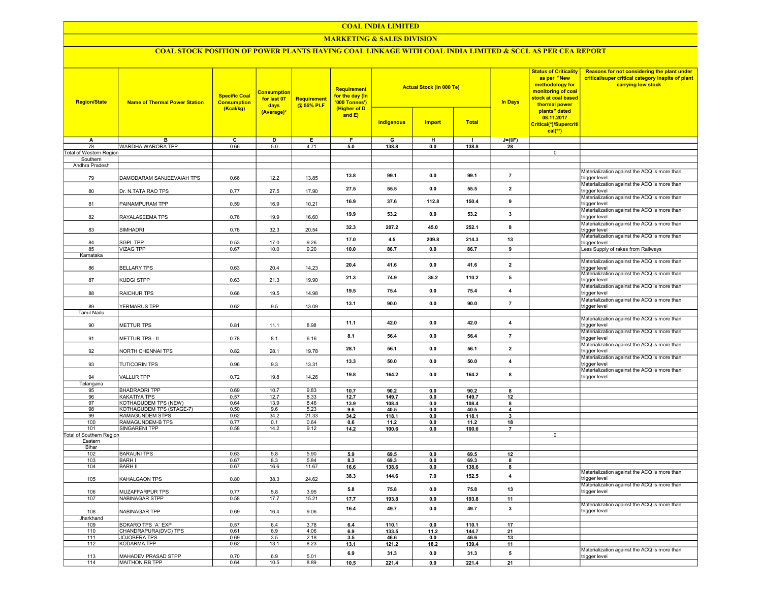# COAL INDIA LIMITED

## MARKETING & SALES DIVISION

### COAL STOCK POSITION OF POWER PLANTS HAVING COAL LINKAGE WITH COAL INDIA LIMITED & SCCL AS PER CEA REPORT

| Region/State | Name of Thermal Power Station | Specific Coal Consumption (Kcal/kg) | Consumption for last 07 days (Average)* | Requirement @ 55% PLF | Requirement for the day (In '000 Tonnes') (Higher of D and E) | Actual Stock (In 000 Te) | | | In Days | Status of Criticality as per "New methodology for monitoring of coal stock at coal based thermal power plants" dated 08.11.2017 Critical(*)/Supercritical(**) | Reasons for not considering the plant under critical/super critical category inspite of plant carrying low stock |
|---|---|---|---|---|---|---|---|---|---|---|---|
| | | | | | | Indigenous | Import | Total | | | |
| A | B | C | D | E | F | G | H | I | J=(I/F) | | |
| 78 | WARDHA WARORA TPP | 0.66 | 5.0 | 4.71 | 5.0 | 138.8 | 0.0 | 138.8 | 28 | | |
| Total of Western Region | | | | | | | | | | 0 | |
| Southern | | | | | | | | | | | |
| Andhra Pradesh | | | | | | | | | | | |
| 79 | DAMODARAM SANJEEVAIAH TPS | 0.66 | 12.2 | 13.85 | 13.8 | 99.1 | 0.0 | 99.1 | 7 | | Materialization against the ACQ is more than trigger level |
| 80 | Dr. N.TATA RAO TPS | 0.77 | 27.5 | 17.90 | 27.5 | 55.5 | 0.0 | 55.5 | 2 | | Materialization against the ACQ is more than trigger level |
| 81 | PAINAMPURAM TPP | 0.59 | 16.9 | 10.21 | 16.9 | 37.6 | 112.8 | 150.4 | 9 | | Materialization against the ACQ is more than trigger level |
| 82 | RAYALASEEMA TPS | 0.76 | 19.9 | 16.60 | 19.9 | 53.2 | 0.0 | 53.2 | 3 | | Materialization against the ACQ is more than trigger level |
| 83 | SIMHADRI | 0.78 | 32.3 | 20.54 | 32.3 | 207.2 | 45.0 | 252.1 | 8 | | Materialization against the ACQ is more than trigger level |
| 84 | SGPL TPP | 0.53 | 17.0 | 9.26 | 17.0 | 4.5 | 209.8 | 214.3 | 13 | | Materialization against the ACQ is more than trigger level |
| 85 | VIZAG TPP | 0.67 | 10.0 | 9.20 | 10.0 | 86.7 | 0.0 | 86.7 | 9 | | Less Supply of rakes from Railways |
| Karnataka | | | | | | | | | | | |
| 86 | BELLARY TPS | 0.63 | 20.4 | 14.23 | 20.4 | 41.6 | 0.0 | 41.6 | 2 | | Materialization against the ACQ is more than trigger level |
| 87 | KUDGI STPP | 0.63 | 21.3 | 19.90 | 21.3 | 74.9 | 35.2 | 110.2 | 5 | | Materialization against the ACQ is more than trigger level |
| 88 | RAICHUR TPS | 0.66 | 19.5 | 14.98 | 19.5 | 75.4 | 0.0 | 75.4 | 4 | | Materialization against the ACQ is more than trigger level |
| 89 | YERMARUS TPP | 0.62 | 9.5 | 13.09 | 13.1 | 90.0 | 0.0 | 90.0 | 7 | | Materialization against the ACQ is more than trigger level |
| Tamil Nadu | | | | | | | | | | | |
| 90 | METTUR TPS | 0.81 | 11.1 | 8.98 | 11.1 | 42.0 | 0.0 | 42.0 | 4 | | Materialization against the ACQ is more than trigger level |
| 91 | METTUR TPS - II | 0.78 | 8.1 | 6.16 | 8.1 | 56.4 | 0.0 | 56.4 | 7 | | Materialization against the ACQ is more than trigger level |
| 92 | NORTH CHENNAI TPS | 0.82 | 28.1 | 19.78 | 28.1 | 56.1 | 0.0 | 56.1 | 2 | | Materialization against the ACQ is more than trigger level |
| 93 | TUTICORIN TPS | 0.96 | 9.3 | 13.31 | 13.3 | 50.0 | 0.0 | 50.0 | 4 | | Materialization against the ACQ is more than trigger level |
| 94 | VALLUR TPP | 0.72 | 19.8 | 14.26 | 19.8 | 164.2 | 0.0 | 164.2 | 8 | | Materialization against the ACQ is more than trigger level |
| Telangana | | | | | | | | | | | |
| 95 | BHADRADRI TPP | 0.69 | 10.7 | 9.83 | 10.7 | 90.2 | 0.0 | 90.2 | 8 | | |
| 96 | KAKATIYA TPS | 0.57 | 12.7 | 8.33 | 12.7 | 149.7 | 0.0 | 149.7 | 12 | | |
| 97 | KOTHAGUDEM TPS (NEW) | 0.64 | 13.9 | 8.46 | 13.9 | 108.4 | 0.0 | 108.4 | 8 | | |
| 98 | KOTHAGUDEM TPS (STAGE-7) | 0.50 | 9.6 | 5.23 | 9.6 | 40.5 | 0.0 | 40.5 | 4 | | |
| 99 | RAMAGUNDEM STPS | 0.62 | 34.2 | 21.33 | 34.2 | 118.1 | 0.0 | 118.1 | 3 | | |
| 100 | RAMAGUNDEM-B TPS | 0.77 | 0.1 | 0.64 | 0.6 | 11.2 | 0.0 | 11.2 | 18 | | |
| 101 | SINGARENI TPP | 0.58 | 14.2 | 9.12 | 14.2 | 100.6 | 0.0 | 100.6 | 7 | | |
| Total of Southern Region | | | | | | | | | | 0 | |
| Eastern | | | | | | | | | | | |
| Bihar | | | | | | | | | | | |
| 102 | BARAUNI TPS | 0.63 | 5.8 | 5.90 | 5.9 | 69.5 | 0.0 | 69.5 | 12 | | |
| 103 | BARH I | 0.67 | 8.3 | 5.84 | 8.3 | 69.3 | 0.0 | 69.3 | 8 | | |
| 104 | BARH II | 0.67 | 16.6 | 11.67 | 16.6 | 138.6 | 0.0 | 138.6 | 8 | | |
| 105 | KAHALGAON TPS | 0.80 | 38.3 | 24.62 | 38.3 | 144.6 | 7.9 | 152.5 | 4 | | Materialization against the ACQ is more than trigger level |
| 106 | MUZAFFARPUR TPS | 0.77 | 5.8 | 3.95 | 5.8 | 75.8 | 0.0 | 75.8 | 13 | | Materialization against the ACQ is more than trigger level |
| 107 | NABINAGAR STPP | 0.58 | 17.7 | 15.21 | 17.7 | 193.8 | 0.0 | 193.8 | 11 | | |
| 108 | NABINAGAR TPP | 0.69 | 16.4 | 9.06 | 16.4 | 49.7 | 0.0 | 49.7 | 3 | | Materialization against the ACQ is more than trigger level |
| Jharkhand | | | | | | | | | | | |
| 109 | BOKARO TPS `A` EXP | 0.57 | 6.4 | 3.78 | 6.4 | 110.1 | 0.0 | 110.1 | 17 | | |
| 110 | CHANDRAPURA(DVC) TPS | 0.61 | 6.9 | 4.06 | 6.9 | 133.5 | 11.2 | 144.7 | 21 | | |
| 111 | JOJOBERA TPS | 0.69 | 3.5 | 2.18 | 3.5 | 46.6 | 0.0 | 46.6 | 13 | | |
| 112 | KODARMA TPP | 0.62 | 13.1 | 8.23 | 13.1 | 121.2 | 18.2 | 139.4 | 11 | | |
| 113 | MAHADEV PRASAD STPP | 0.70 | 6.9 | 5.01 | 6.9 | 31.3 | 0.0 | 31.3 | 5 | | Materialization against the ACQ is more than trigger level |
| 114 | MAITHON RB TPP | 0.64 | 10.5 | 8.89 | 10.5 | 221.4 | 0.0 | 221.4 | 21 | | |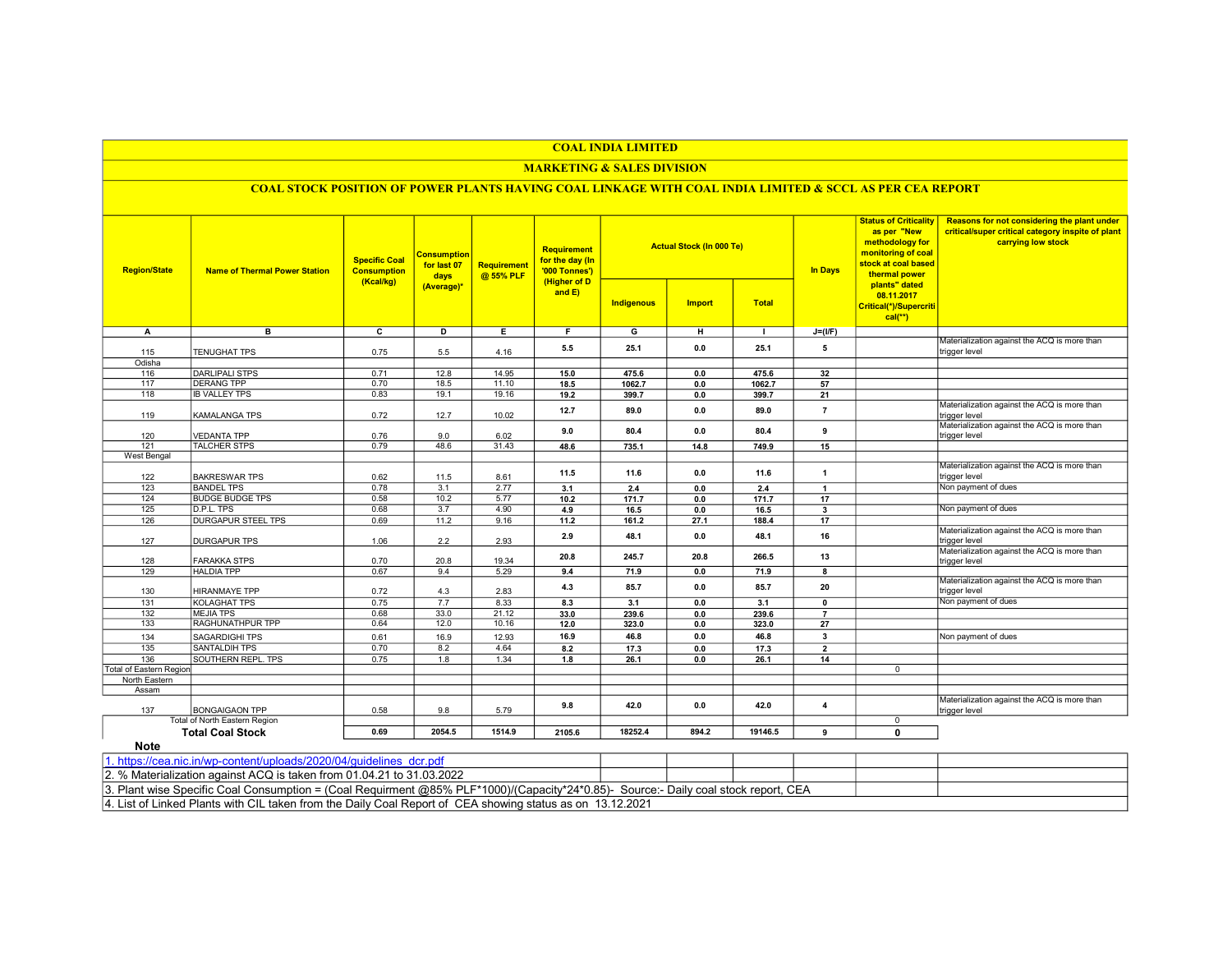# COAL INDIA LIMITED

## MARKETING & SALES DIVISION

### COAL STOCK POSITION OF POWER PLANTS HAVING COAL LINKAGE WITH COAL INDIA LIMITED & SCCL AS PER CEA REPORT

| Region/State | Name of Thermal Power Station | Specific Coal Consumption (Kcal/kg) | Consumption for last 07 days (Average)* | Requirement @ 55% PLF | Requirement for the day (In '000 Tonnes') (Higher of D and E) | Actual Stock (In 000 Te) | | | In Days | Status of Criticality as per "New methodology for monitoring of coal stock at coal based thermal power plants" dated 08.11.2017 Critical(*)/Supercritical(**) | Reasons for not considering the plant under critical/super critical category inspite of plant carrying low stock |
|---|---|---|---|---|---|---|---|---|---|---|---|
| | | | | | | Indigenous | Import | Total | | | |
| A | B | C | D | E | F | G | H | I | J=(I/F) | | |
| 115 | TENUGHAT TPS | 0.75 | 5.5 | 4.16 | 5.5 | 25.1 | 0.0 | 25.1 | 5 | | Materialization against the ACQ is more than trigger level |
| Odisha | | | | | | | | | | | |
| 116 | DARLIPALI STPS | 0.71 | 12.8 | 14.95 | 15.0 | 475.6 | 0.0 | 475.6 | 32 | | |
| 117 | DERANG TPP | 0.70 | 18.5 | 11.10 | 18.5 | 1062.7 | 0.0 | 1062.7 | 57 | | |
| 118 | IB VALLEY TPS | 0.83 | 19.1 | 19.16 | 19.2 | 399.7 | 0.0 | 399.7 | 21 | | |
| 119 | KAMALANGA TPS | 0.72 | 12.7 | 10.02 | 12.7 | 89.0 | 0.0 | 89.0 | 7 | | Materialization against the ACQ is more than trigger level |
| 120 | VEDANTA TPP | 0.76 | 9.0 | 6.02 | 9.0 | 80.4 | 0.0 | 80.4 | 9 | | Materialization against the ACQ is more than trigger level |
| 121 | TALCHER STPS | 0.79 | 48.6 | 31.43 | 48.6 | 735.1 | 14.8 | 749.9 | 15 | | |
| West Bengal | | | | | | | | | | | |
| 122 | BAKRESWAR TPS | 0.62 | 11.5 | 8.61 | 11.5 | 11.6 | 0.0 | 11.6 | 1 | | Materialization against the ACQ is more than trigger level |
| 123 | BANDEL TPS | 0.78 | 3.1 | 2.77 | 3.1 | 2.4 | 0.0 | 2.4 | 1 | | Non payment of dues |
| 124 | BUDGE BUDGE TPS | 0.58 | 10.2 | 5.77 | 10.2 | 171.7 | 0.0 | 171.7 | 17 | | |
| 125 | D.P.L. TPS | 0.68 | 3.7 | 4.90 | 4.9 | 16.5 | 0.0 | 16.5 | 3 | | Non payment of dues |
| 126 | DURGAPUR STEEL TPS | 0.69 | 11.2 | 9.16 | 11.2 | 161.2 | 27.1 | 188.4 | 17 | | |
| 127 | DURGAPUR TPS | 1.06 | 2.2 | 2.93 | 2.9 | 48.1 | 0.0 | 48.1 | 16 | | Materialization against the ACQ is more than trigger level |
| 128 | FARAKKA STPS | 0.70 | 20.8 | 19.34 | 20.8 | 245.7 | 20.8 | 266.5 | 13 | | Materialization against the ACQ is more than trigger level |
| 129 | HALDIA TPP | 0.67 | 9.4 | 5.29 | 9.4 | 71.9 | 0.0 | 71.9 | 8 | | |
| 130 | HIRANMAYE TPP | 0.72 | 4.3 | 2.83 | 4.3 | 85.7 | 0.0 | 85.7 | 20 | | Materialization against the ACQ is more than trigger level |
| 131 | KOLAGHAT TPS | 0.75 | 7.7 | 8.33 | 8.3 | 3.1 | 0.0 | 3.1 | 0 | | Non payment of dues |
| 132 | MEJIA TPS | 0.68 | 33.0 | 21.12 | 33.0 | 239.6 | 0.0 | 239.6 | 7 | | |
| 133 | RAGHUNATHPUR TPP | 0.64 | 12.0 | 10.16 | 12.0 | 323.0 | 0.0 | 323.0 | 27 | | |
| 134 | SAGARDIGHI TPS | 0.61 | 16.9 | 12.93 | 16.9 | 46.8 | 0.0 | 46.8 | 3 | | Non payment of dues |
| 135 | SANTALDIH TPS | 0.70 | 8.2 | 4.64 | 8.2 | 17.3 | 0.0 | 17.3 | 2 | | |
| 136 | SOUTHERN REPL. TPS | 0.75 | 1.8 | 1.34 | 1.8 | 26.1 | 0.0 | 26.1 | 14 | | |
| Total of Eastern Region | | | | | | | | | | 0 | |
| North Eastern | | | | | | | | | | | |
| Assam | | | | | | | | | | | |
| 137 | BONGAIGAON TPP | 0.58 | 9.8 | 5.79 | 9.8 | 42.0 | 0.0 | 42.0 | 4 | | Materialization against the ACQ is more than trigger level |
| Total of North Eastern Region | | | | | | | | | | 0 | |
| **Total Coal Stock** | | 0.69 | 2054.5 | 1514.9 | 2105.6 | 18252.4 | 894.2 | 19146.5 | 9 | 0 | |

**Note**

1. https://cea.nic.in/wp-content/uploads/2020/04/guidelines_dcr.pdf
2. % Materialization against ACQ is taken from 01.04.21 to 31.03.2022
3. Plant wise Specific Coal Consumption = (Coal Requirment @85% PLF*1000)/(Capacity*24*0.85)- Source:- Daily coal stock report, CEA
4. List of Linked Plants with CIL taken from the Daily Coal Report of CEA showing status as on 13.12.2021